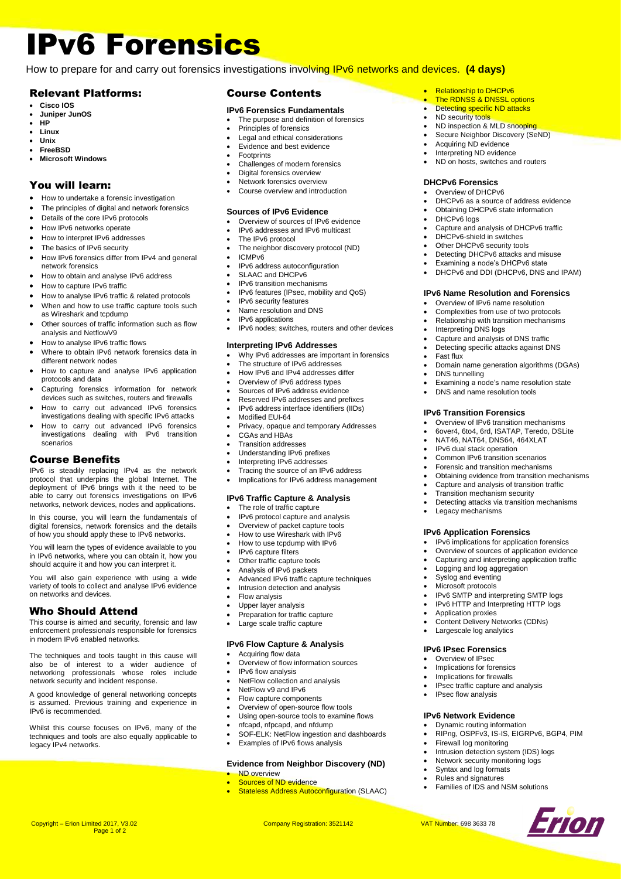# IPv6 Forensics

How to prepare for and carry out forensics investigations involving IPv6 networks and devices. **(4 days)**

## Relevant Platforms:

- **Cisco IOS**
- **Juniper JunOS**
- **HP**
- **Linux**
- **Unix**
- **FreeBSD**
- **Microsoft Windows**

## You will learn:

- How to undertake a forensic investigation
- The principles of digital and network forensics
- Details of the core IPv6 protocols
- How IPv6 networks operate
- How to interpret IPv6 addresses
- The basics of IPv6 security
- How IPv6 forensics differ from IPv4 and general network forensics
- How to obtain and analyse IPv6 address
- How to capture IPv6 traffic
- How to analyse IPv6 traffic & related protocols
- When and how to use traffic capture tools such as Wireshark and tcpdump
- Other sources of traffic information such as flow analysis and NetflowV9
- How to analyse IPv6 traffic flows
- Where to obtain IPv6 network forensics data in different network nodes
- How to capture and analyse IPv6 application protocols and data
- Capturing forensics information for network devices such as switches, routers and firewalls
- How to carry out advanced IPv6 forensics investigations dealing with specific IPv6 attacks
- How to carry out advanced IPv6 forensics investigations dealing with IPv6 transition scenarios

## Course Benefits

IPv6 is steadily replacing IPv4 as the network protocol that underpins the global Internet. The deployment of IPv6 brings with it the need to be able to carry out forensics investigations on IPv6 networks, network devices, nodes and applications.

In this course, you will learn the fundamentals of digital forensics, network forensics and the details of how you should apply these to IPv6 networks.

You will learn the types of evidence available to you in IPv6 networks, where you can obtain it, how you should acquire it and how you can interpret it.

You will also gain experience with using a wide variety of tools to collect and analyse IPv6 evidence on networks and devices.

## Who Should Attend

This course is aimed and security, forensic and law enforcement professionals responsible for forensics in modern IPv6 enabled networks.

The techniques and tools taught in this cause will also be of interest to a wider audience of networking professionals whose roles include network security and incident response.

A good knowledge of general networking concepts is assumed. Previous training and experience in IPv6 is recommended.

Whilst this course focuses on IPv6, many of the techniques and tools are also equally applicable to legacy IPv4 networks.

## Course Contents

### IPv6 Forensics Fundamentals

- The purpose and definition of forensics
- Principles of forensics
- Legal and ethical considerations
- Evidence and best evidence
- Footprints
- Challenges of modern forensics
- Digital forensics overview
- Network forensics overview
- Course overview and introduction

### Sources of IPv6 Evidence

- Overview of sources of IPv6 evidence
- IPv6 addresses and IPv6 multicast
- The IPv6 protocol
- The neighbor discovery protocol (ND)
- ICMPv6
- IPv6 address autoconfiguration
- SLAAC and DHCPv6
- IPv6 transition mechanisms
- IPv6 features (IPsec, mobility and QoS)
- IPv6 security features
- Name resolution and DNS
- IPv6 applications
- IPv6 nodes; switches, routers and other devices

### Interpreting IPv6 Addresses

- Why IPv6 addresses are important in forensics
- The structure of IPv6 addresses
- How IPv6 and IPv4 addresses differ
- Overview of IPv6 address types
- Sources of IPv6 address evidence
- Reserved IPv6 addresses and prefixes
- IPv6 address interface identifiers (IIDs)
- Modified EUI-64
- Privacy, opaque and temporary Addresses
- CGAs and HBAs
- Transition addresses
- Understanding IPv6 prefixes
- Interpreting IPv6 addresses
- Tracing the source of an IPv6 address
- Implications for IPv6 address management

### IPv6 Traffic Capture & Analysis

- The role of traffic capture
- IPv6 protocol capture and analysis
- Overview of packet capture tools
- How to use Wireshark with IPv6
- How to use tcpdump with IPv6
- IPv6 capture filters
- Other traffic capture tools
- Analysis of IPv6 packets
- Advanced IPv6 traffic capture techniques
- Intrusion detection and analysis
- Flow analysis
- Upper layer analysis
- Preparation for traffic capture
- Large scale traffic capture

### IPv6 Flow Capture & Analysis

- Acquiring flow data
- Overview of flow information sources
- IPv6 flow analysis
- NetFlow collection and analysis
- NetFlow v9 and IPv6
- Flow capture components
- Overview of open-source flow tools
- Using open-source tools to examine flows
- nfcapd, nfpcapd, and nfdump
- SOF-ELK: NetFlow ingestion and dashboards
- Examples of IPv6 flows analysis

### Evidence from Neighbor Discovery (ND)

- ND overview
- Sources of ND evidence
- Stateless Address Autoconfiguration (SLAAC)
- Relationship to DHCPv6
- The RDNSS & DNSSL options
- Detecting specific ND attacks
- ND security tools
- ND inspection & MLD snooping
- Secure Neighbor Discovery (SeND)
- Acquiring ND evidence
- Interpreting ND evidence
- ND on hosts, switches and routers

### DHCPv6 Forensics

- Overview of DHCPv6
- DHCPv6 as a source of address evidence
- Obtaining DHCPv6 state information
- DHCPv6 logs
- Capture and analysis of DHCPv6 traffic
- DHCPv6-shield in switches
- Other DHCPv6 security tools
- Detecting DHCPv6 attacks and misuse
- Examining a node's DHCPv6 state
- DHCPv6 and DDI (DHCPv6, DNS and IPAM)

### IPv6 Name Resolution and Forensics

- Overview of IPv6 name resolution
- Complexities from use of two protocols
- Relationship with transition mechanisms
- Interpreting DNS logs
- Capture and analysis of DNS traffic
- Detecting specific attacks against DNS
- Fast flux
- Domain name generation algorithms (DGAs)
- DNS tunnelling
- Examining a node's name resolution state
- DNS and name resolution tools

### IPv6 Transition Forensics

- Overview of IPv6 transition mechanisms
- 6over4, 6to4, 6rd, ISATAP, Teredo, DSLite
- NAT46, NAT64, DNS64, 464XLAT
- IPv6 dual stack operation
- Common IPv6 transition scenarios
- Forensic and transition mechanisms
- Obtaining evidence from transition mechanisms
- Capture and analysis of transition traffic
- Transition mechanism security
- Detecting attacks via transition mechanisms
- Legacy mechanisms

### IPv6 Application Forensics

- IPv6 implications for application forensics
- Overview of sources of application evidence
- Capturing and interpreting application traffic
- Logging and log aggregation
- Syslog and eventing
- Microsoft protocols
- IPv6 SMTP and interpreting SMTP logs
- IPv6 HTTP and Interpreting HTTP logs
- Application proxies
- Content Delivery Networks (CDNs)
- Largescale log analytics

### IPv6 IPsec Forensics

- Overview of IPsec
- Implications for forensics
- Implications for firewalls
- IPsec traffic capture and analysis
- IPsec flow analysis

### IPv6 Network Evidence

- Dynamic routing information
- RIPng, OSPFv3, IS-IS, EIGRPv6, BGP4, PIM
- Firewall log monitoring
- Intrusion detection system (IDS) logs
- Network security monitoring logs
- Syntax and log formats
- Rules and signatures
- Families of IDS and NSM solutions

Copyright – Erion Limited 2017, V3.02 Company Registration: 3521142 VAT Number: 698 3633 78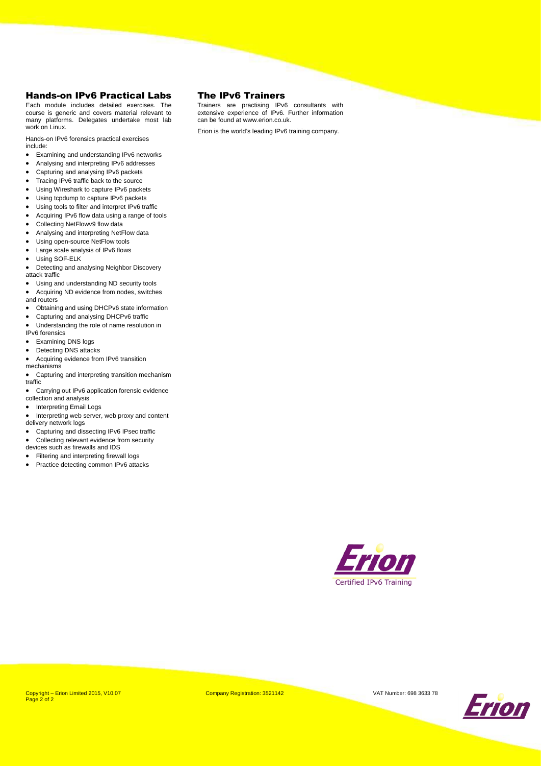## Hands-on IPv6 Practical Labs

Each module includes detailed exercises. The course is generic and covers material relevant to many platforms. Delegates undertake most lab work on Linux.

Hands-on IPv6 forensics practical exercises include:

- Examining and understanding IPv6 networks
- Analysing and interpreting IPv6 addresses
- Capturing and analysing IPv6 packets
- Tracing IPv6 traffic back to the source
- Using Wireshark to capture IPv6 packets
- Using tcpdump to capture IPv6 packets
- Using tools to filter and interpret IPv6 traffic
- Acquiring IPv6 flow data using a range of tools
- Collecting NetFlowv9 flow data
- Analysing and interpreting NetFlow data
- Using open-source NetFlow tools
- Large scale analysis of IPv6 flows
- Using SOF-ELK
- Detecting and analysing Neighbor Discovery attack traffic
- Using and understanding ND security tools
- Acquiring ND evidence from nodes, switches and routers
- Obtaining and using DHCPv6 state information
- Capturing and analysing DHCPv6 traffic
- Understanding the role of name resolution in IPv6 forensics
- Examining DNS logs
- Detecting DNS attacks
- Acquiring evidence from IPv6 transition mechanisms
- Capturing and interpreting transition mechanism traffic
- Carrying out IPv6 application forensic evidence collection and analysis
- Interpreting Email Logs
- Interpreting web server, web proxy and content delivery network logs
- Capturing and dissecting IPv6 IPsec traffic
- Collecting relevant evidence from security devices such as firewalls and IDS
- Filtering and interpreting firewall logs
- Practice detecting common IPv6 attacks

## The IPv6 Trainers

Trainers are practising IPv6 consultants with extensive experience of IPv6. Further information can be found at www.erion.co.uk.

Erion is the world's leading IPv6 training company.

Erion
Certified IPv6 Training

Copyright – Erion Limited 2015, V10.07

Company Registration: 3521142

VAT Number: 698 3633 78